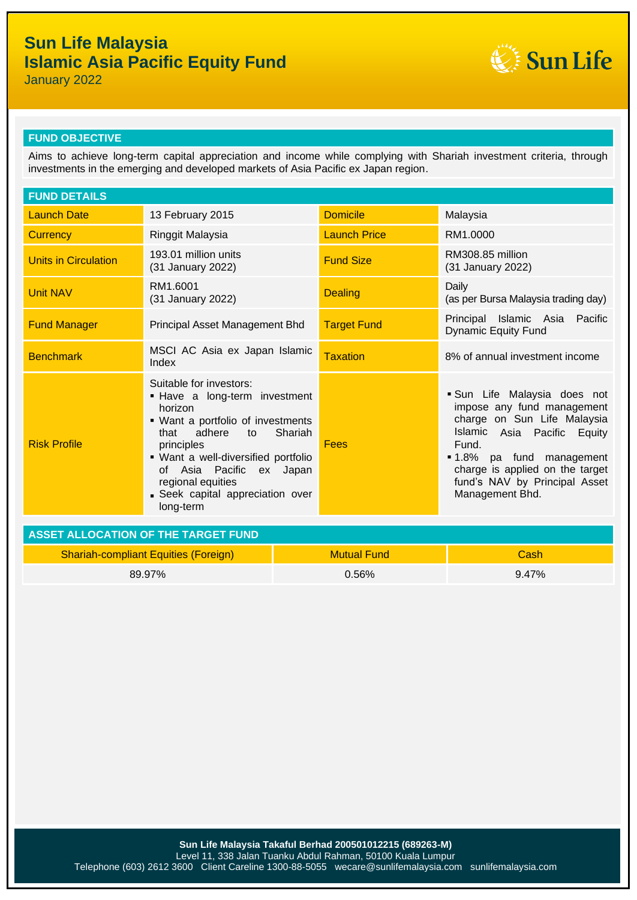# Sun Life Malaysia
# Islamic Asia Pacific Equity Fund

January 2022

## FUND OBJECTIVE

Aims to achieve long-term capital appreciation and income while complying with Shariah investment criteria, through investments in the emerging and developed markets of Asia Pacific ex Japan region.

## FUND DETAILS

| | | | |
|---|---|---|---|
| Launch Date | 13 February 2015 | Domicile | Malaysia |
| Currency | Ringgit Malaysia | Launch Price | RM1.0000 |
| Units in Circulation | 193.01 million units (31 January 2022) | Fund Size | RM308.85 million (31 January 2022) |
| Unit NAV | RM1.6001 (31 January 2022) | Dealing | Daily (as per Bursa Malaysia trading day) |
| Fund Manager | Principal Asset Management Bhd | Target Fund | Principal Islamic Asia Pacific Dynamic Equity Fund |
| Benchmark | MSCI AC Asia ex Japan Islamic Index | Taxation | 8% of annual investment income |
| Risk Profile | Suitable for investors:<br>▪ Have a long-term investment horizon<br>▪ Want a portfolio of investments that adhere to Shariah principles<br>▪ Want a well-diversified portfolio of Asia Pacific ex Japan regional equities<br>▪ Seek capital appreciation over long-term | Fees | ▪ Sun Life Malaysia does not impose any fund management charge on Sun Life Malaysia Islamic Asia Pacific Equity Fund.<br>▪ 1.8% pa fund management charge is applied on the target fund's NAV by Principal Asset Management Bhd. |

## ASSET ALLOCATION OF THE TARGET FUND

| Shariah-compliant Equities (Foreign) | Mutual Fund | Cash |
|---|---|---|
| 89.97% | 0.56% | 9.47% |

**Sun Life Malaysia Takaful Berhad 200501012215 (689263-M)**
Level 11, 338 Jalan Tuanku Abdul Rahman, 50100 Kuala Lumpur
Telephone (603) 2612 3600 Client Careline 1300-88-5055 wecare@sunlifemalaysia.com sunlifemalaysia.com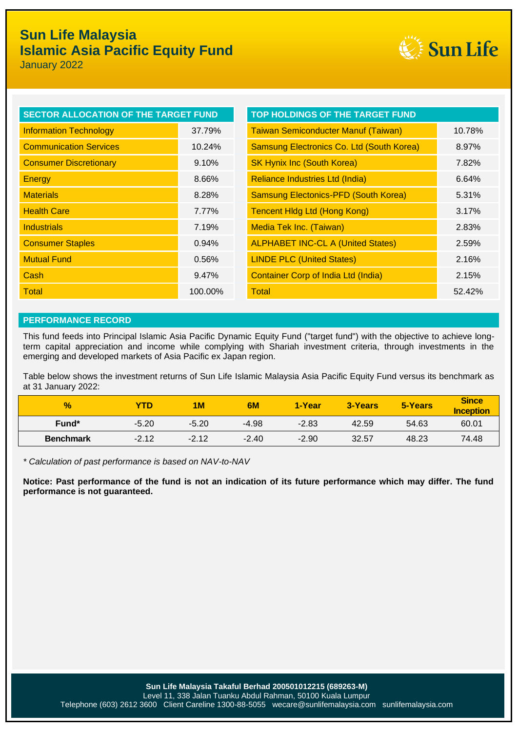# Sun Life Malaysia
# Islamic Asia Pacific Equity Fund

January 2022

| SECTOR ALLOCATION OF THE TARGET FUND | |
|---|---|
| Information Technology | 37.79% |
| Communication Services | 10.24% |
| Consumer Discretionary | 9.10% |
| Energy | 8.66% |
| Materials | 8.28% |
| Health Care | 7.77% |
| Industrials | 7.19% |
| Consumer Staples | 0.94% |
| Mutual Fund | 0.56% |
| Cash | 9.47% |
| Total | 100.00% |

| TOP HOLDINGS OF THE TARGET FUND | |
|---|---|
| Taiwan Semiconducter Manuf (Taiwan) | 10.78% |
| Samsung Electronics Co. Ltd (South Korea) | 8.97% |
| SK Hynix Inc (South Korea) | 7.82% |
| Reliance Industries Ltd (India) | 6.64% |
| Samsung Electonics-PFD (South Korea) | 5.31% |
| Tencent Hldg Ltd (Hong Kong) | 3.17% |
| Media Tek Inc. (Taiwan) | 2.83% |
| ALPHABET INC-CL A (United States) | 2.59% |
| LINDE PLC (United States) | 2.16% |
| Container Corp of India Ltd (India) | 2.15% |
| Total | 52.42% |

## PERFORMANCE RECORD

This fund feeds into Principal Islamic Asia Pacific Dynamic Equity Fund ("target fund") with the objective to achieve long-term capital appreciation and income while complying with Shariah investment criteria, through investments in the emerging and developed markets of Asia Pacific ex Japan region.

Table below shows the investment returns of Sun Life Islamic Malaysia Asia Pacific Equity Fund versus its benchmark as at 31 January 2022:

| % | YTD | 1M | 6M | 1-Year | 3-Years | 5-Years | Since Inception |
|---|---|---|---|---|---|---|---|
| Fund* | -5.20 | -5.20 | -4.98 | -2.83 | 42.59 | 54.63 | 60.01 |
| Benchmark | -2.12 | -2.12 | -2.40 | -2.90 | 32.57 | 48.23 | 74.48 |

*\* Calculation of past performance is based on NAV-to-NAV*

**Notice: Past performance of the fund is not an indication of its future performance which may differ. The fund performance is not guaranteed.**

**Sun Life Malaysia Takaful Berhad 200501012215 (689263-M)**
Level 11, 338 Jalan Tuanku Abdul Rahman, 50100 Kuala Lumpur
Telephone (603) 2612 3600 Client Careline 1300-88-5055 wecare@sunlifemalaysia.com sunlifemalaysia.com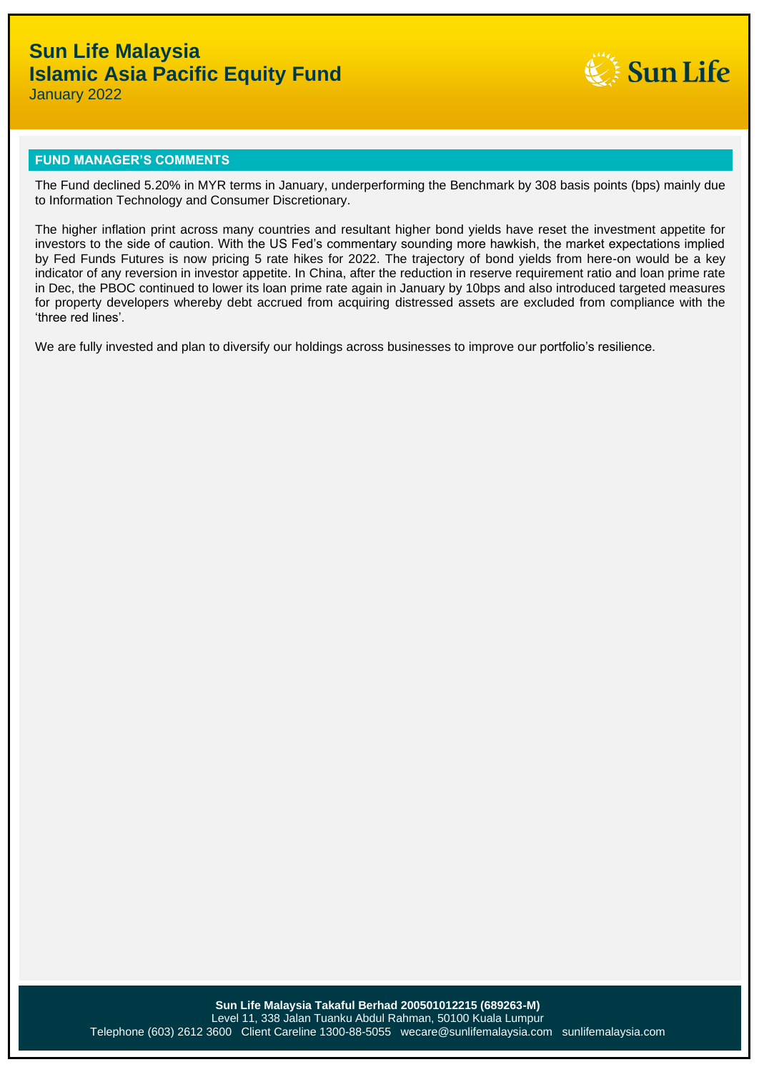# Sun Life Malaysia
# Islamic Asia Pacific Equity Fund
January 2022

## FUND MANAGER'S COMMENTS

The Fund declined 5.20% in MYR terms in January, underperforming the Benchmark by 308 basis points (bps) mainly due to Information Technology and Consumer Discretionary.

The higher inflation print across many countries and resultant higher bond yields have reset the investment appetite for investors to the side of caution. With the US Fed's commentary sounding more hawkish, the market expectations implied by Fed Funds Futures is now pricing 5 rate hikes for 2022. The trajectory of bond yields from here-on would be a key indicator of any reversion in investor appetite. In China, after the reduction in reserve requirement ratio and loan prime rate in Dec, the PBOC continued to lower its loan prime rate again in January by 10bps and also introduced targeted measures for property developers whereby debt accrued from acquiring distressed assets are excluded from compliance with the 'three red lines'.

We are fully invested and plan to diversify our holdings across businesses to improve our portfolio's resilience.

**Sun Life Malaysia Takaful Berhad 200501012215 (689263-M)**
Level 11, 338 Jalan Tuanku Abdul Rahman, 50100 Kuala Lumpur
Telephone (603) 2612 3600 Client Careline 1300-88-5055 wecare@sunlifemalaysia.com sunlifemalaysia.com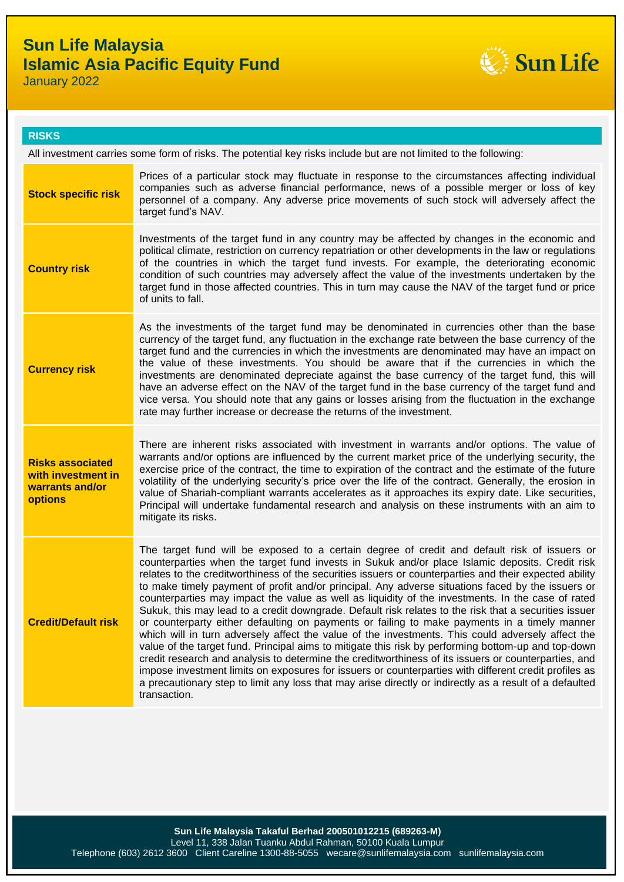# Sun Life Malaysia
# Islamic Asia Pacific Equity Fund
January 2022

## RISKS

All investment carries some form of risks. The potential key risks include but are not limited to the following:

| Risk | Description |
|---|---|
| **Stock specific risk** | Prices of a particular stock may fluctuate in response to the circumstances affecting individual companies such as adverse financial performance, news of a possible merger or loss of key personnel of a company. Any adverse price movements of such stock will adversely affect the target fund's NAV. |
| **Country risk** | Investments of the target fund in any country may be affected by changes in the economic and political climate, restriction on currency repatriation or other developments in the law or regulations of the countries in which the target fund invests. For example, the deteriorating economic condition of such countries may adversely affect the value of the investments undertaken by the target fund in those affected countries. This in turn may cause the NAV of the target fund or price of units to fall. |
| **Currency risk** | As the investments of the target fund may be denominated in currencies other than the base currency of the target fund, any fluctuation in the exchange rate between the base currency of the target fund and the currencies in which the investments are denominated may have an impact on the value of these investments. You should be aware that if the currencies in which the investments are denominated depreciate against the base currency of the target fund, this will have an adverse effect on the NAV of the target fund in the base currency of the target fund and vice versa. You should note that any gains or losses arising from the fluctuation in the exchange rate may further increase or decrease the returns of the investment. |
| **Risks associated with investment in warrants and/or options** | There are inherent risks associated with investment in warrants and/or options. The value of warrants and/or options are influenced by the current market price of the underlying security, the exercise price of the contract, the time to expiration of the contract and the estimate of the future volatility of the underlying security's price over the life of the contract. Generally, the erosion in value of Shariah-compliant warrants accelerates as it approaches its expiry date. Like securities, Principal will undertake fundamental research and analysis on these instruments with an aim to mitigate its risks. |
| **Credit/Default risk** | The target fund will be exposed to a certain degree of credit and default risk of issuers or counterparties when the target fund invests in Sukuk and/or place Islamic deposits. Credit risk relates to the creditworthiness of the securities issuers or counterparties and their expected ability to make timely payment of profit and/or principal. Any adverse situations faced by the issuers or counterparties may impact the value as well as liquidity of the investments. In the case of rated Sukuk, this may lead to a credit downgrade. Default risk relates to the risk that a securities issuer or counterparty either defaulting on payments or failing to make payments in a timely manner which will in turn adversely affect the value of the investments. This could adversely affect the value of the target fund. Principal aims to mitigate this risk by performing bottom-up and top-down credit research and analysis to determine the creditworthiness of its issuers or counterparties, and impose investment limits on exposures for issuers or counterparties with different credit profiles as a precautionary step to limit any loss that may arise directly or indirectly as a result of a defaulted transaction. |

**Sun Life Malaysia Takaful Berhad 200501012215 (689263-M)**
Level 11, 338 Jalan Tuanku Abdul Rahman, 50100 Kuala Lumpur
Telephone (603) 2612 3600 Client Careline 1300-88-5055 wecare@sunlifemalaysia.com sunlifemalaysia.com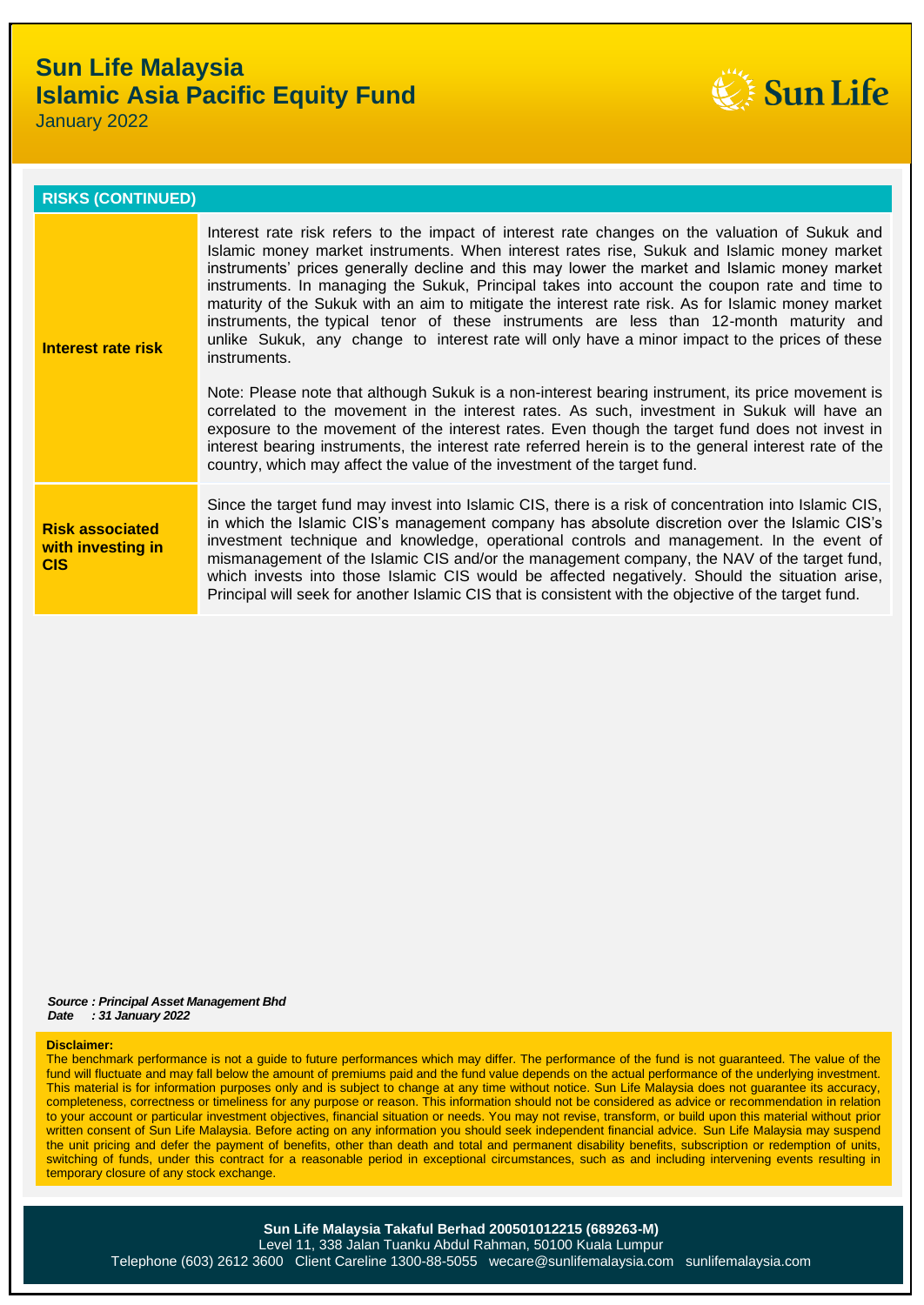# Sun Life Malaysia Islamic Asia Pacific Equity Fund

January 2022

## RISKS (CONTINUED)

| | |
|---|---|
| **Interest rate risk** | Interest rate risk refers to the impact of interest rate changes on the valuation of Sukuk and Islamic money market instruments. When interest rates rise, Sukuk and Islamic money market instruments' prices generally decline and this may lower the market and Islamic money market instruments. In managing the Sukuk, Principal takes into account the coupon rate and time to maturity of the Sukuk with an aim to mitigate the interest rate risk. As for Islamic money market instruments, the typical tenor of these instruments are less than 12-month maturity and unlike Sukuk, any change to interest rate will only have a minor impact to the prices of these instruments.<br><br>Note: Please note that although Sukuk is a non-interest bearing instrument, its price movement is correlated to the movement in the interest rates. As such, investment in Sukuk will have an exposure to the movement of the interest rates. Even though the target fund does not invest in interest bearing instruments, the interest rate referred herein is to the general interest rate of the country, which may affect the value of the investment of the target fund. |
| **Risk associated with investing in CIS** | Since the target fund may invest into Islamic CIS, there is a risk of concentration into Islamic CIS, in which the Islamic CIS's management company has absolute discretion over the Islamic CIS's investment technique and knowledge, operational controls and management. In the event of mismanagement of the Islamic CIS and/or the management company, the NAV of the target fund, which invests into those Islamic CIS would be affected negatively. Should the situation arise, Principal will seek for another Islamic CIS that is consistent with the objective of the target fund. |

***Source : Principal Asset Management Bhd***
***Date : 31 January 2022***

**Disclaimer:**
The benchmark performance is not a guide to future performances which may differ. The performance of the fund is not guaranteed. The value of the fund will fluctuate and may fall below the amount of premiums paid and the fund value depends on the actual performance of the underlying investment. This material is for information purposes only and is subject to change at any time without notice. Sun Life Malaysia does not guarantee its accuracy, completeness, correctness or timeliness for any purpose or reason. This information should not be considered as advice or recommendation in relation to your account or particular investment objectives, financial situation or needs. You may not revise, transform, or build upon this material without prior written consent of Sun Life Malaysia. Before acting on any information you should seek independent financial advice. Sun Life Malaysia may suspend the unit pricing and defer the payment of benefits, other than death and total and permanent disability benefits, subscription or redemption of units, switching of funds, under this contract for a reasonable period in exceptional circumstances, such as and including intervening events resulting in temporary closure of any stock exchange.

**Sun Life Malaysia Takaful Berhad 200501012215 (689263-M)**
Level 11, 338 Jalan Tuanku Abdul Rahman, 50100 Kuala Lumpur
Telephone (603) 2612 3600 Client Careline 1300-88-5055 wecare@sunlifemalaysia.com sunlifemalaysia.com